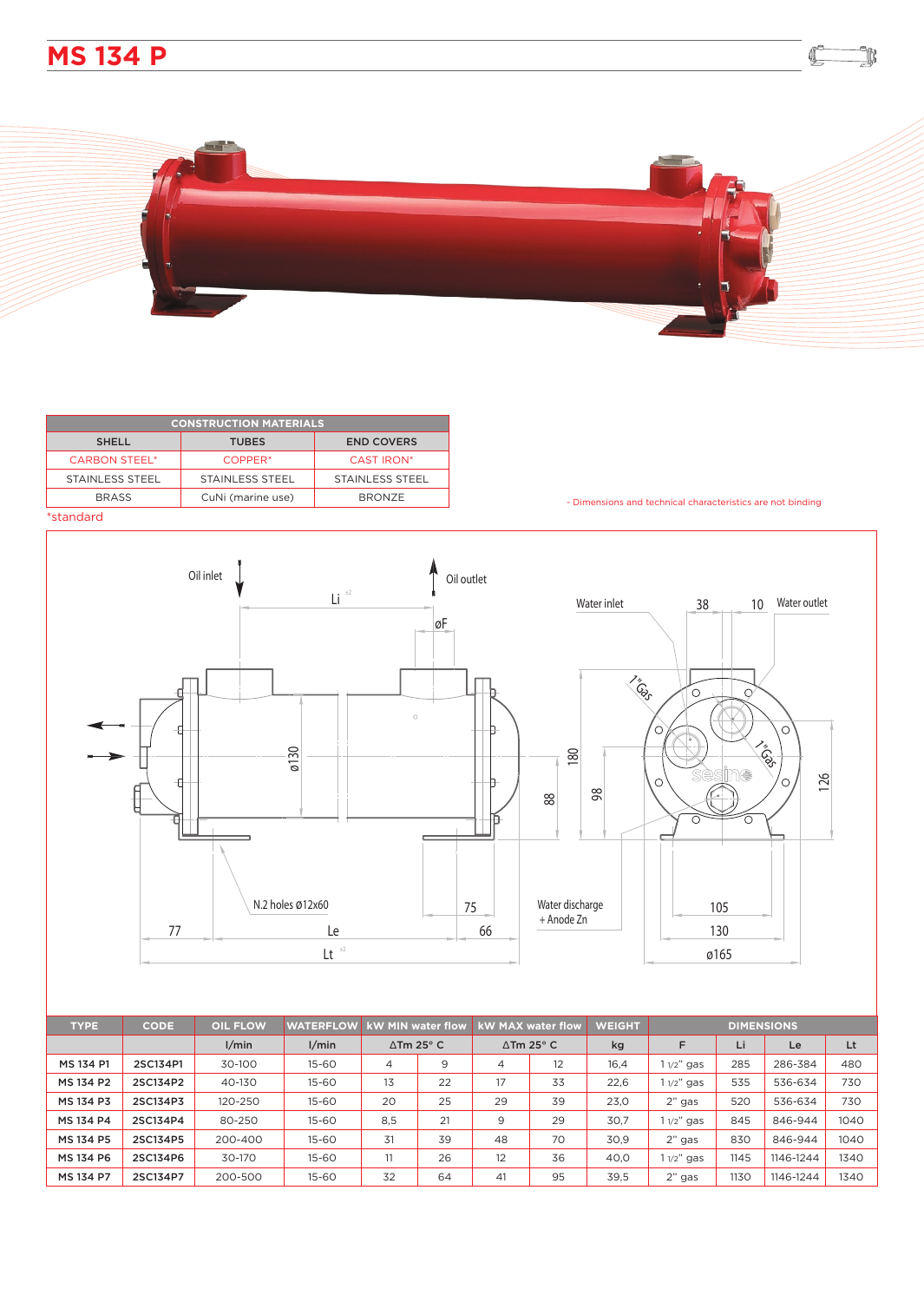# MS 134 P

| CONSTRUCTION MATERIALS | | |
|---|---|---|
| SHELL | TUBES | END COVERS |
| CARBON STEEL* | COPPER* | CAST IRON* |
| STAINLESS STEEL | STAINLESS STEEL | STAINLESS STEEL |
| BRASS | CuNi (marine use) | BRONZE |

*standard

- Dimensions and technical characteristics are not binding

Oil inlet, Oil outlet, Li ±2, øF, ø130, 180, 88, 98, Water inlet, 38, 10, Water outlet, 1"Gas, 1"Gas, 126, N.2 holes ø12x60, 75, 77, Le, 66, Lt ±2, Water discharge + Anode Zn, 105, 130, ø165

| TYPE | CODE | OIL FLOW | WATERFLOW | kW MIN water flow | | kW MAX water flow | | WEIGHT | DIMENSIONS | | | |
|---|---|---|---|---|---|---|---|---|---|---|---|---|
| | | l/min | l/min | ΔTm 25° C | | ΔTm 25° C | | kg | F | Li | Le | Lt |
| MS 134 P1 | 2SC134P1 | 30-100 | 15-60 | 4 | 9 | 4 | 12 | 16,4 | 1 1/2" gas | 285 | 286-384 | 480 |
| MS 134 P2 | 2SC134P2 | 40-130 | 15-60 | 13 | 22 | 17 | 33 | 22,6 | 1 1/2" gas | 535 | 536-634 | 730 |
| MS 134 P3 | 2SC134P3 | 120-250 | 15-60 | 20 | 25 | 29 | 39 | 23,0 | 2" gas | 520 | 536-634 | 730 |
| MS 134 P4 | 2SC134P4 | 80-250 | 15-60 | 8,5 | 21 | 9 | 29 | 30,7 | 1 1/2" gas | 845 | 846-944 | 1040 |
| MS 134 P5 | 2SC134P5 | 200-400 | 15-60 | 31 | 39 | 48 | 70 | 30,9 | 2" gas | 830 | 846-944 | 1040 |
| MS 134 P6 | 2SC134P6 | 30-170 | 15-60 | 11 | 26 | 12 | 36 | 40,0 | 1 1/2" gas | 1145 | 1146-1244 | 1340 |
| MS 134 P7 | 2SC134P7 | 200-500 | 15-60 | 32 | 64 | 41 | 95 | 39,5 | 2" gas | 1130 | 1146-1244 | 1340 |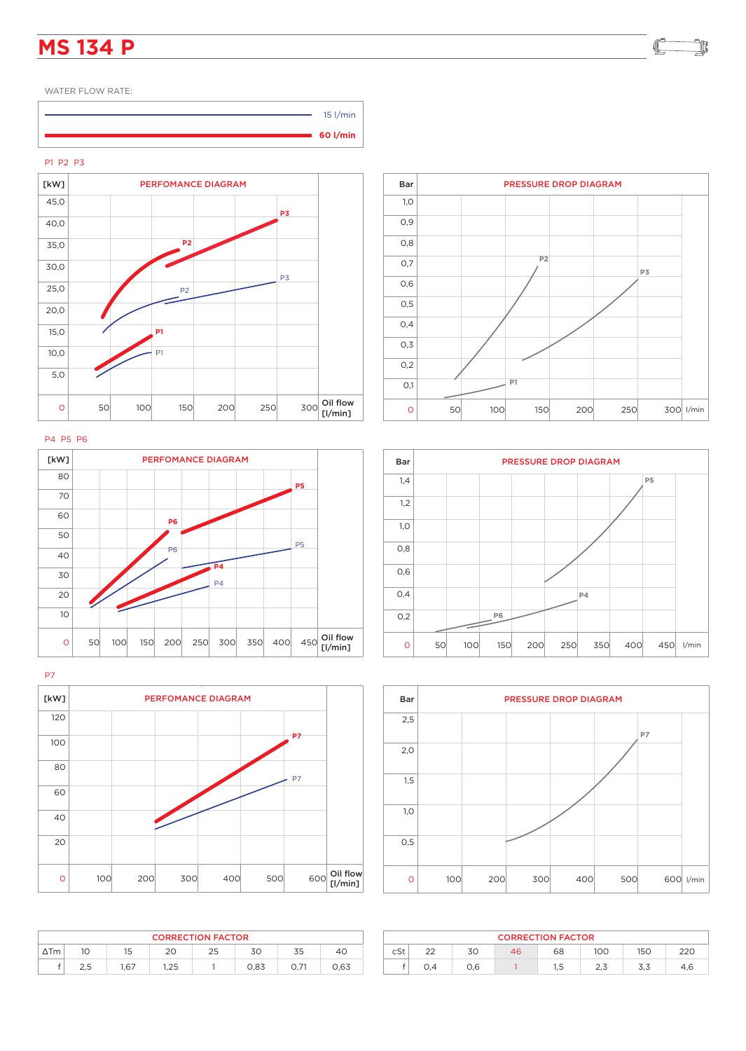# MS 134 P

WATER FLOW RATE:

15 l/min

**60 l/min**

P1 P2 P3

PERFOMANCE DIAGRAM

[kW]
45,0
40,0
35,0
30,0
25,0
20,0
15,0
10,0
5,0
0
50 100 150 200 250 300
Oil flow [l/min]
P1 P2 P3

PRESSURE DROP DIAGRAM

Bar
1,0
0,9
0,8
0,7
0,6
0,5
0,4
0,3
0,2
0,1
0
50 100 150 200 250 300 l/min
P1 P2 P3

P4 P5 P6

PERFOMANCE DIAGRAM

[kW]
80
70
60
50
40
30
20
10
0
50 100 150 200 250 300 350 400 450
Oil flow [l/min]
P4 P5 P6

PRESSURE DROP DIAGRAM

Bar
1,4
1,2
1,0
0,8
0,6
0,4
0,2
0
50 100 150 200 250 350 400 450 l/min
P4 P5 P6

P7

PERFOMANCE DIAGRAM

[kW]
120
100
80
60
40
20
0
100 200 300 400 500 600
Oil flow [l/min]
P7

PRESSURE DROP DIAGRAM

Bar
2,5
2,0
1,5
1,0
0,5
0
100 200 300 400 500 600 l/min
P7

| CORRECTION FACTOR | | | | | | | |
|---|---|---|---|---|---|---|---|
| ΔTm | 10 | 15 | 20 | 25 | 30 | 35 | 40 |
| f | 2,5 | 1,67 | 1,25 | 1 | 0,83 | 0,71 | 0,63 |

| CORRECTION FACTOR | | | | | | | |
|---|---|---|---|---|---|---|---|
| cSt | 22 | 30 | 46 | 68 | 100 | 150 | 220 |
| f | 0,4 | 0,6 | 1 | 1,5 | 2,3 | 3,3 | 4,6 |